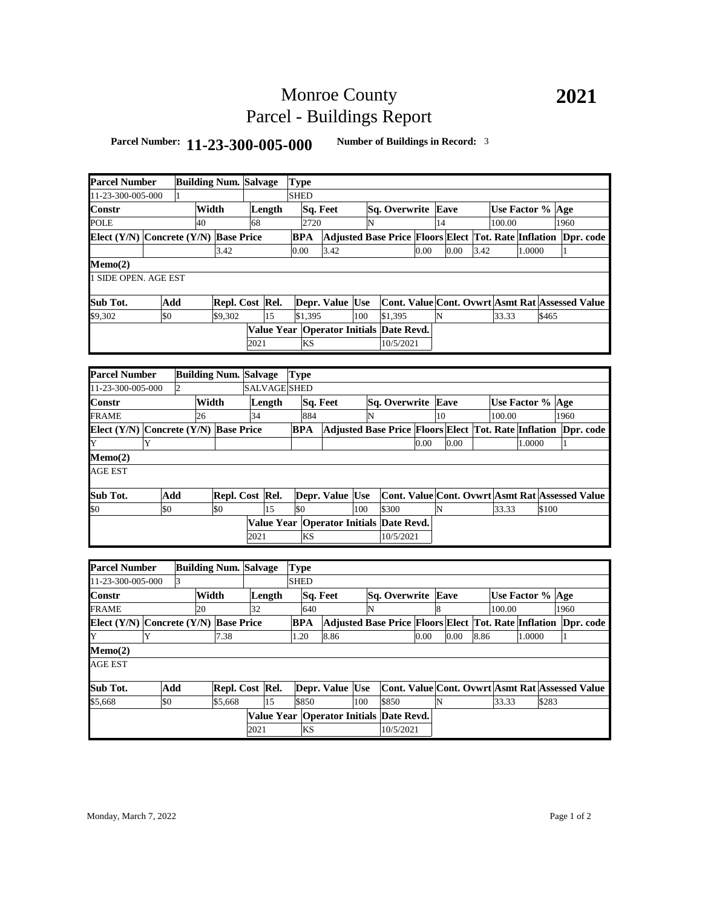# Monroe County
# Parcel - Buildings Report

**2021**

**Parcel Number:** **11-23-300-005-000** **Number of Buildings in Record:** 3

| Parcel Number | Building Num. | Salvage | Type |
|---|---|---|---|
| 11-23-300-005-000 | 1 | | SHED |

| Constr | Width | Length | Sq. Feet | Sq. Overwrite | Eave | Use Factor % | Age |
|---|---|---|---|---|---|---|---|
| POLE | 40 | 68 | 2720 | N | 14 | 100.00 | 1960 |

| Elect (Y/N) | Concrete (Y/N) | Base Price | BPA | Adjusted Base Price | Floors | Elect | Tot. Rate | Inflation | Dpr. code |
|---|---|---|---|---|---|---|---|---|---|
| | | 3.42 | 0.00 | 3.42 | 0.00 | 0.00 | 3.42 | 1.0000 | 1 |

**Memo(2)**

1 SIDE OPEN. AGE EST

| Sub Tot. | Add | Repl. Cost | Rel. | Depr. Value | Use | Cont. Value | Cont. Ovwrt | Asmt Rat | Assessed Value |
|---|---|---|---|---|---|---|---|---|---|
| $9,302 | $0 | $9,302 | 15 | $1,395 | 100 | $1,395 | N | 33.33 | $465 |

| Value Year | Operator Initials | Date Revd. |
|---|---|---|
| 2021 | KS | 10/5/2021 |

| Parcel Number | Building Num. | Salvage | Type |
|---|---|---|---|
| 11-23-300-005-000 | 2 | SALVAGE | SHED |

| Constr | Width | Length | Sq. Feet | Sq. Overwrite | Eave | Use Factor % | Age |
|---|---|---|---|---|---|---|---|
| FRAME | 26 | 34 | 884 | N | 10 | 100.00 | 1960 |

| Elect (Y/N) | Concrete (Y/N) | Base Price | BPA | Adjusted Base Price | Floors | Elect | Tot. Rate | Inflation | Dpr. code |
|---|---|---|---|---|---|---|---|---|---|
| Y | Y | | | | 0.00 | 0.00 | | 1.0000 | 1 |

**Memo(2)**

AGE EST

| Sub Tot. | Add | Repl. Cost | Rel. | Depr. Value | Use | Cont. Value | Cont. Ovwrt | Asmt Rat | Assessed Value |
|---|---|---|---|---|---|---|---|---|---|
| $0 | $0 | $0 | 15 | $0 | 100 | $300 | N | 33.33 | $100 |

| Value Year | Operator Initials | Date Revd. |
|---|---|---|
| 2021 | KS | 10/5/2021 |

| Parcel Number | Building Num. | Salvage | Type |
|---|---|---|---|
| 11-23-300-005-000 | 3 | | SHED |

| Constr | Width | Length | Sq. Feet | Sq. Overwrite | Eave | Use Factor % | Age |
|---|---|---|---|---|---|---|---|
| FRAME | 20 | 32 | 640 | N | 8 | 100.00 | 1960 |

| Elect (Y/N) | Concrete (Y/N) | Base Price | BPA | Adjusted Base Price | Floors | Elect | Tot. Rate | Inflation | Dpr. code |
|---|---|---|---|---|---|---|---|---|---|
| Y | Y | 7.38 | 1.20 | 8.86 | 0.00 | 0.00 | 8.86 | 1.0000 | 1 |

**Memo(2)**

AGE EST

| Sub Tot. | Add | Repl. Cost | Rel. | Depr. Value | Use | Cont. Value | Cont. Ovwrt | Asmt Rat | Assessed Value |
|---|---|---|---|---|---|---|---|---|---|
| $5,668 | $0 | $5,668 | 15 | $850 | 100 | $850 | N | 33.33 | $283 |

| Value Year | Operator Initials | Date Revd. |
|---|---|---|
| 2021 | KS | 10/5/2021 |

Monday, March 7, 2022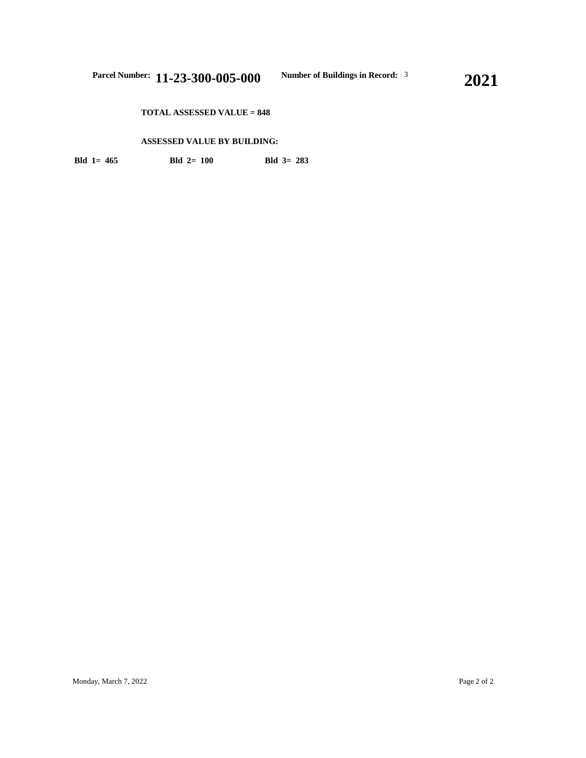**Parcel Number: 11-23-300-005-000** **Number of Buildings in Record:** 3 **2021**

**TOTAL ASSESSED VALUE = 848**

**ASSESSED VALUE BY BUILDING:**

**Bld 1= 465** **Bld 2= 100** **Bld 3= 283**

Monday, March 7, 2022